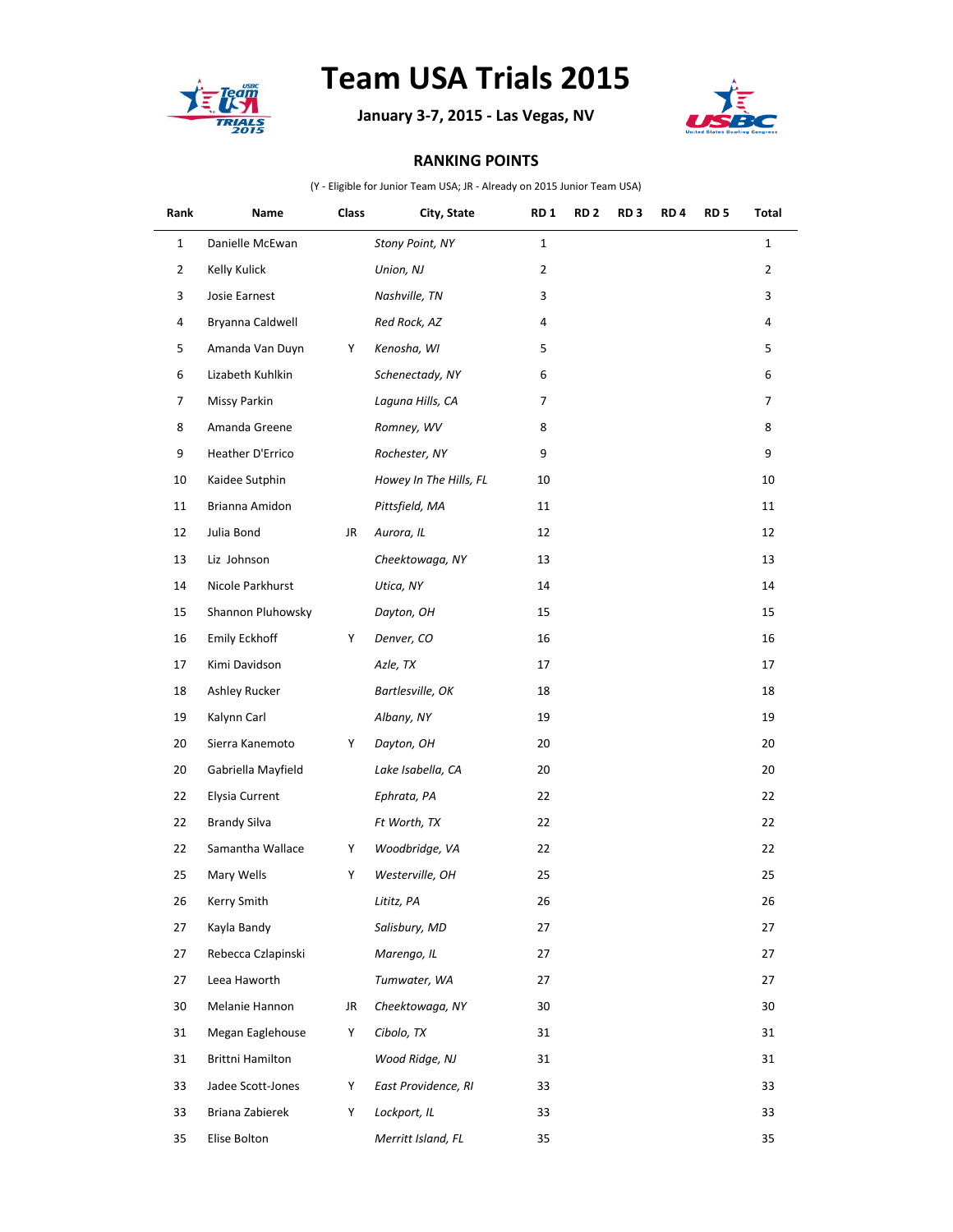# Team USA Trials 2015

**January 3-7, 2015 - Las Vegas, NV**

## RANKING POINTS

(Y - Eligible for Junior Team USA; JR - Already on 2015 Junior Team USA)

| Rank | Name | Class | City, State | RD 1 | RD 2 | RD 3 | RD 4 | RD 5 | Total |
|---|---|---|---|---|---|---|---|---|---|
| 1 | Danielle McEwan | | *Stony Point, NY* | 1 | | | | | 1 |
| 2 | Kelly Kulick | | *Union, NJ* | 2 | | | | | 2 |
| 3 | Josie Earnest | | *Nashville, TN* | 3 | | | | | 3 |
| 4 | Bryanna Caldwell | | *Red Rock, AZ* | 4 | | | | | 4 |
| 5 | Amanda Van Duyn | Y | *Kenosha, WI* | 5 | | | | | 5 |
| 6 | Lizabeth Kuhlkin | | *Schenectady, NY* | 6 | | | | | 6 |
| 7 | Missy Parkin | | *Laguna Hills, CA* | 7 | | | | | 7 |
| 8 | Amanda Greene | | *Romney, WV* | 8 | | | | | 8 |
| 9 | Heather D'Errico | | *Rochester, NY* | 9 | | | | | 9 |
| 10 | Kaidee Sutphin | | *Howey In The Hills, FL* | 10 | | | | | 10 |
| 11 | Brianna Amidon | | *Pittsfield, MA* | 11 | | | | | 11 |
| 12 | Julia Bond | JR | *Aurora, IL* | 12 | | | | | 12 |
| 13 | Liz Johnson | | *Cheektowaga, NY* | 13 | | | | | 13 |
| 14 | Nicole Parkhurst | | *Utica, NY* | 14 | | | | | 14 |
| 15 | Shannon Pluhowsky | | *Dayton, OH* | 15 | | | | | 15 |
| 16 | Emily Eckhoff | Y | *Denver, CO* | 16 | | | | | 16 |
| 17 | Kimi Davidson | | *Azle, TX* | 17 | | | | | 17 |
| 18 | Ashley Rucker | | *Bartlesville, OK* | 18 | | | | | 18 |
| 19 | Kalynn Carl | | *Albany, NY* | 19 | | | | | 19 |
| 20 | Sierra Kanemoto | Y | *Dayton, OH* | 20 | | | | | 20 |
| 20 | Gabriella Mayfield | | *Lake Isabella, CA* | 20 | | | | | 20 |
| 22 | Elysia Current | | *Ephrata, PA* | 22 | | | | | 22 |
| 22 | Brandy Silva | | *Ft Worth, TX* | 22 | | | | | 22 |
| 22 | Samantha Wallace | Y | *Woodbridge, VA* | 22 | | | | | 22 |
| 25 | Mary Wells | Y | *Westerville, OH* | 25 | | | | | 25 |
| 26 | Kerry Smith | | *Lititz, PA* | 26 | | | | | 26 |
| 27 | Kayla Bandy | | *Salisbury, MD* | 27 | | | | | 27 |
| 27 | Rebecca Czlapinski | | *Marengo, IL* | 27 | | | | | 27 |
| 27 | Leea Haworth | | *Tumwater, WA* | 27 | | | | | 27 |
| 30 | Melanie Hannon | JR | *Cheektowaga, NY* | 30 | | | | | 30 |
| 31 | Megan Eaglehouse | Y | *Cibolo, TX* | 31 | | | | | 31 |
| 31 | Brittni Hamilton | | *Wood Ridge, NJ* | 31 | | | | | 31 |
| 33 | Jadee Scott-Jones | Y | *East Providence, RI* | 33 | | | | | 33 |
| 33 | Briana Zabierek | Y | *Lockport, IL* | 33 | | | | | 33 |
| 35 | Elise Bolton | | *Merritt Island, FL* | 35 | | | | | 35 |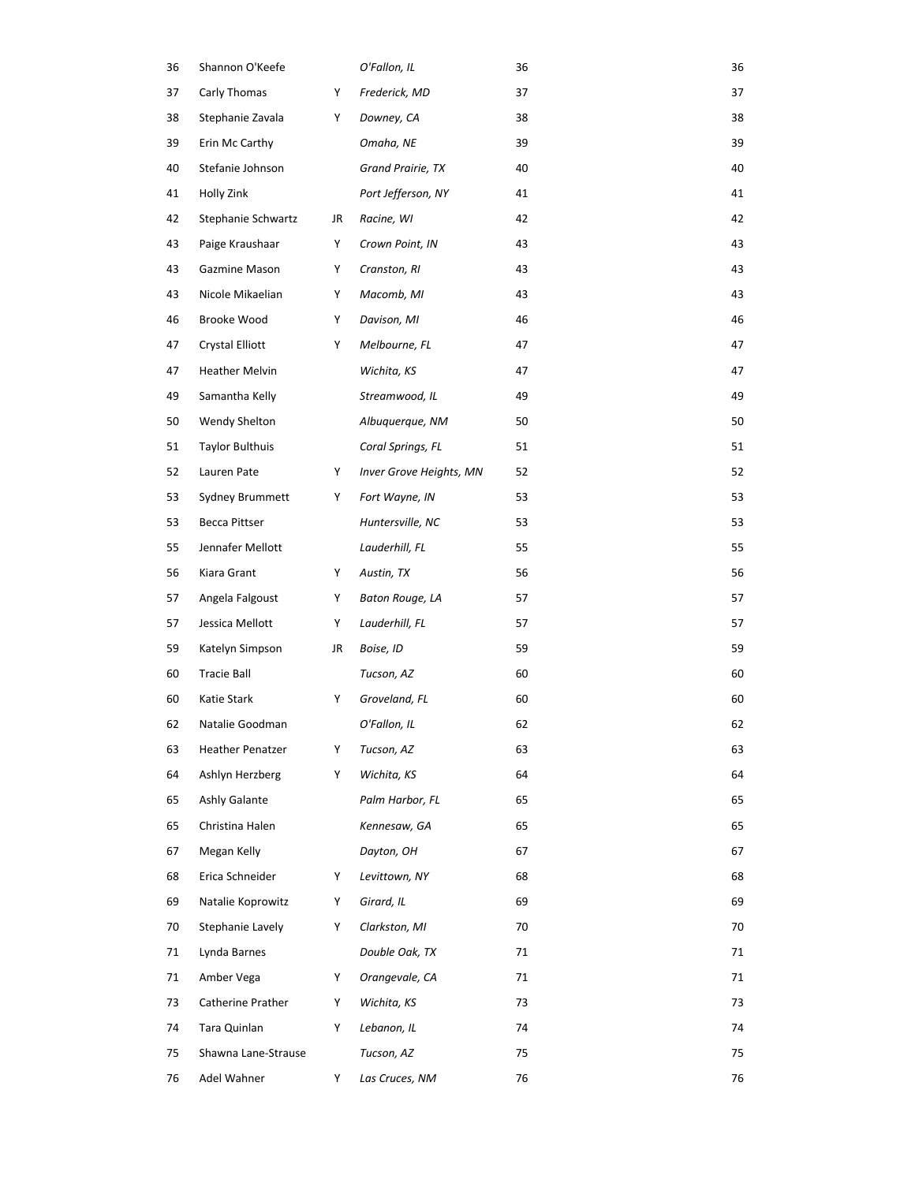| | | | | | |
|---|---|---|---|---|---|
| 36 | Shannon O'Keefe | | *O'Fallon, IL* | 36 | 36 |
| 37 | Carly Thomas | Y | *Frederick, MD* | 37 | 37 |
| 38 | Stephanie Zavala | Y | *Downey, CA* | 38 | 38 |
| 39 | Erin Mc Carthy | | *Omaha, NE* | 39 | 39 |
| 40 | Stefanie Johnson | | *Grand Prairie, TX* | 40 | 40 |
| 41 | Holly Zink | | *Port Jefferson, NY* | 41 | 41 |
| 42 | Stephanie Schwartz | JR | *Racine, WI* | 42 | 42 |
| 43 | Paige Kraushaar | Y | *Crown Point, IN* | 43 | 43 |
| 43 | Gazmine Mason | Y | *Cranston, RI* | 43 | 43 |
| 43 | Nicole Mikaelian | Y | *Macomb, MI* | 43 | 43 |
| 46 | Brooke Wood | Y | *Davison, MI* | 46 | 46 |
| 47 | Crystal Elliott | Y | *Melbourne, FL* | 47 | 47 |
| 47 | Heather Melvin | | *Wichita, KS* | 47 | 47 |
| 49 | Samantha Kelly | | *Streamwood, IL* | 49 | 49 |
| 50 | Wendy Shelton | | *Albuquerque, NM* | 50 | 50 |
| 51 | Taylor Bulthuis | | *Coral Springs, FL* | 51 | 51 |
| 52 | Lauren Pate | Y | *Inver Grove Heights, MN* | 52 | 52 |
| 53 | Sydney Brummett | Y | *Fort Wayne, IN* | 53 | 53 |
| 53 | Becca Pittser | | *Huntersville, NC* | 53 | 53 |
| 55 | Jennafer Mellott | | *Lauderhill, FL* | 55 | 55 |
| 56 | Kiara Grant | Y | *Austin, TX* | 56 | 56 |
| 57 | Angela Falgoust | Y | *Baton Rouge, LA* | 57 | 57 |
| 57 | Jessica Mellott | Y | *Lauderhill, FL* | 57 | 57 |
| 59 | Katelyn Simpson | JR | *Boise, ID* | 59 | 59 |
| 60 | Tracie Ball | | *Tucson, AZ* | 60 | 60 |
| 60 | Katie Stark | Y | *Groveland, FL* | 60 | 60 |
| 62 | Natalie Goodman | | *O'Fallon, IL* | 62 | 62 |
| 63 | Heather Penatzer | Y | *Tucson, AZ* | 63 | 63 |
| 64 | Ashlyn Herzberg | Y | *Wichita, KS* | 64 | 64 |
| 65 | Ashly Galante | | *Palm Harbor, FL* | 65 | 65 |
| 65 | Christina Halen | | *Kennesaw, GA* | 65 | 65 |
| 67 | Megan Kelly | | *Dayton, OH* | 67 | 67 |
| 68 | Erica Schneider | Y | *Levittown, NY* | 68 | 68 |
| 69 | Natalie Koprowitz | Y | *Girard, IL* | 69 | 69 |
| 70 | Stephanie Lavely | Y | *Clarkston, MI* | 70 | 70 |
| 71 | Lynda Barnes | | *Double Oak, TX* | 71 | 71 |
| 71 | Amber Vega | Y | *Orangevale, CA* | 71 | 71 |
| 73 | Catherine Prather | Y | *Wichita, KS* | 73 | 73 |
| 74 | Tara Quinlan | Y | *Lebanon, IL* | 74 | 74 |
| 75 | Shawna Lane-Strause | | *Tucson, AZ* | 75 | 75 |
| 76 | Adel Wahner | Y | *Las Cruces, NM* | 76 | 76 |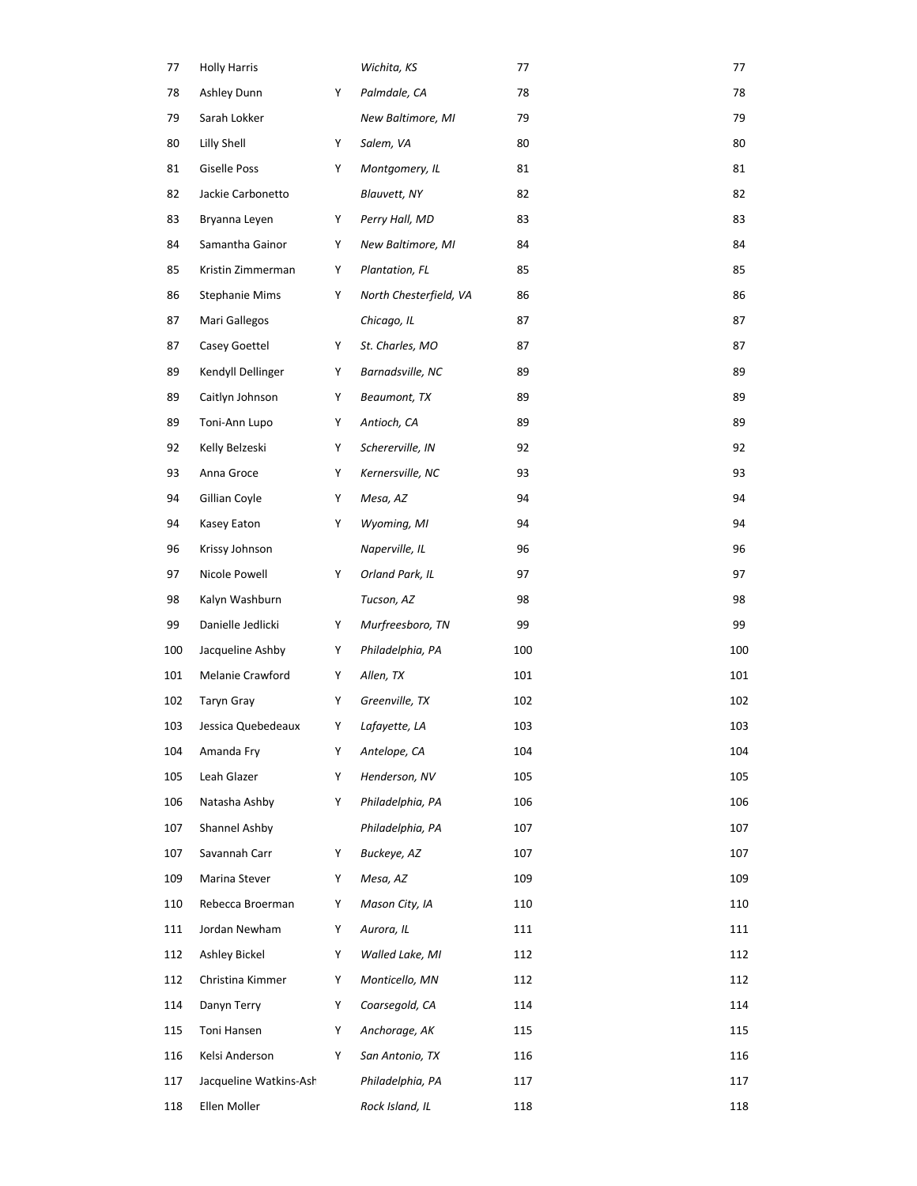| | | | | | |
|---|---|---|---|---|---|
| 77 | Holly Harris | | *Wichita, KS* | 77 | 77 |
| 78 | Ashley Dunn | Y | *Palmdale, CA* | 78 | 78 |
| 79 | Sarah Lokker | | *New Baltimore, MI* | 79 | 79 |
| 80 | Lilly Shell | Y | *Salem, VA* | 80 | 80 |
| 81 | Giselle Poss | Y | *Montgomery, IL* | 81 | 81 |
| 82 | Jackie Carbonetto | | *Blauvett, NY* | 82 | 82 |
| 83 | Bryanna Leyen | Y | *Perry Hall, MD* | 83 | 83 |
| 84 | Samantha Gainor | Y | *New Baltimore, MI* | 84 | 84 |
| 85 | Kristin Zimmerman | Y | *Plantation, FL* | 85 | 85 |
| 86 | Stephanie Mims | Y | *North Chesterfield, VA* | 86 | 86 |
| 87 | Mari Gallegos | | *Chicago, IL* | 87 | 87 |
| 87 | Casey Goettel | Y | *St. Charles, MO* | 87 | 87 |
| 89 | Kendyll Dellinger | Y | *Barnadsville, NC* | 89 | 89 |
| 89 | Caitlyn Johnson | Y | *Beaumont, TX* | 89 | 89 |
| 89 | Toni-Ann Lupo | Y | *Antioch, CA* | 89 | 89 |
| 92 | Kelly Belzeski | Y | *Schererville, IN* | 92 | 92 |
| 93 | Anna Groce | Y | *Kernersville, NC* | 93 | 93 |
| 94 | Gillian Coyle | Y | *Mesa, AZ* | 94 | 94 |
| 94 | Kasey Eaton | Y | *Wyoming, MI* | 94 | 94 |
| 96 | Krissy Johnson | | *Naperville, IL* | 96 | 96 |
| 97 | Nicole Powell | Y | *Orland Park, IL* | 97 | 97 |
| 98 | Kalyn Washburn | | *Tucson, AZ* | 98 | 98 |
| 99 | Danielle Jedlicki | Y | *Murfreesboro, TN* | 99 | 99 |
| 100 | Jacqueline Ashby | Y | *Philadelphia, PA* | 100 | 100 |
| 101 | Melanie Crawford | Y | *Allen, TX* | 101 | 101 |
| 102 | Taryn Gray | Y | *Greenville, TX* | 102 | 102 |
| 103 | Jessica Quebedeaux | Y | *Lafayette, LA* | 103 | 103 |
| 104 | Amanda Fry | Y | *Antelope, CA* | 104 | 104 |
| 105 | Leah Glazer | Y | *Henderson, NV* | 105 | 105 |
| 106 | Natasha Ashby | Y | *Philadelphia, PA* | 106 | 106 |
| 107 | Shannel Ashby | | *Philadelphia, PA* | 107 | 107 |
| 107 | Savannah Carr | Y | *Buckeye, AZ* | 107 | 107 |
| 109 | Marina Stever | Y | *Mesa, AZ* | 109 | 109 |
| 110 | Rebecca Broerman | Y | *Mason City, IA* | 110 | 110 |
| 111 | Jordan Newham | Y | *Aurora, IL* | 111 | 111 |
| 112 | Ashley Bickel | Y | *Walled Lake, MI* | 112 | 112 |
| 112 | Christina Kimmer | Y | *Monticello, MN* | 112 | 112 |
| 114 | Danyn Terry | Y | *Coarsegold, CA* | 114 | 114 |
| 115 | Toni Hansen | Y | *Anchorage, AK* | 115 | 115 |
| 116 | Kelsi Anderson | Y | *San Antonio, TX* | 116 | 116 |
| 117 | Jacqueline Watkins-Ash | | *Philadelphia, PA* | 117 | 117 |
| 118 | Ellen Moller | | *Rock Island, IL* | 118 | 118 |